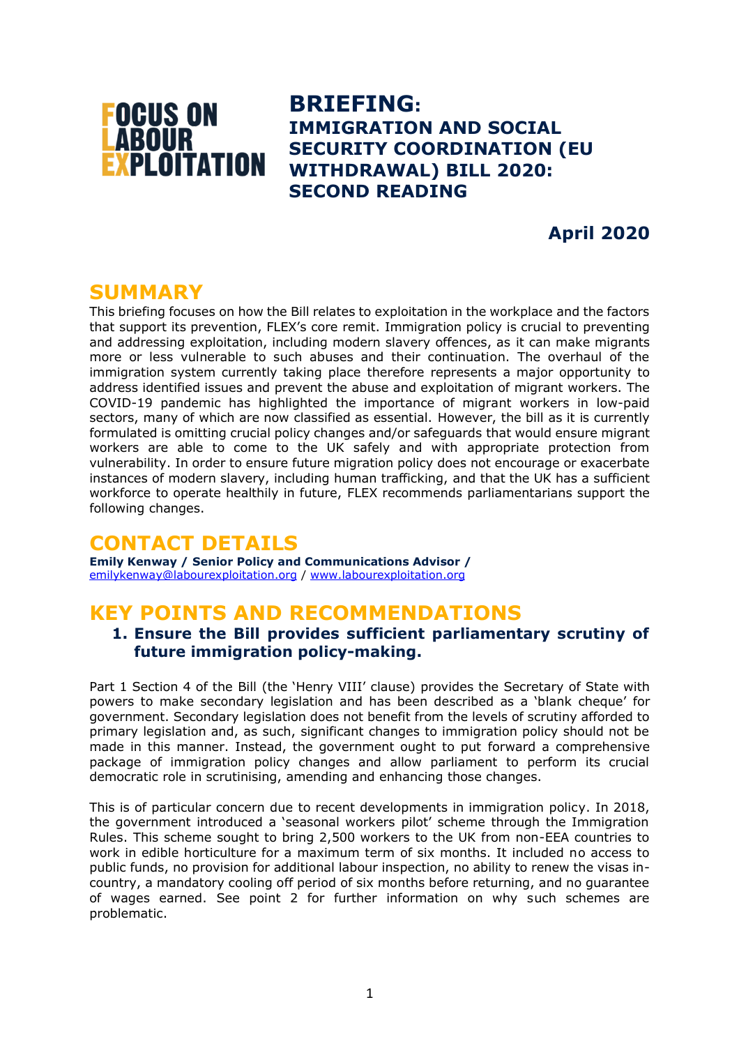FOCUS ON LABOUR EXPLOITATION

# BRIEFING: IMMIGRATION AND SOCIAL SECURITY COORDINATION (EU WITHDRAWAL) BILL 2020: SECOND READING

**April 2020**

## SUMMARY

This briefing focuses on how the Bill relates to exploitation in the workplace and the factors that support its prevention, FLEX's core remit. Immigration policy is crucial to preventing and addressing exploitation, including modern slavery offences, as it can make migrants more or less vulnerable to such abuses and their continuation. The overhaul of the immigration system currently taking place therefore represents a major opportunity to address identified issues and prevent the abuse and exploitation of migrant workers. The COVID-19 pandemic has highlighted the importance of migrant workers in low-paid sectors, many of which are now classified as essential. However, the bill as it is currently formulated is omitting crucial policy changes and/or safeguards that would ensure migrant workers are able to come to the UK safely and with appropriate protection from vulnerability. In order to ensure future migration policy does not encourage or exacerbate instances of modern slavery, including human trafficking, and that the UK has a sufficient workforce to operate healthily in future, FLEX recommends parliamentarians support the following changes.

## CONTACT DETAILS

**Emily Kenway / Senior Policy and Communications Advisor /**
emilykenway@labourexploitation.org / www.labourexploitation.org

## KEY POINTS AND RECOMMENDATIONS

### 1. Ensure the Bill provides sufficient parliamentary scrutiny of future immigration policy-making.

Part 1 Section 4 of the Bill (the 'Henry VIII' clause) provides the Secretary of State with powers to make secondary legislation and has been described as a 'blank cheque' for government. Secondary legislation does not benefit from the levels of scrutiny afforded to primary legislation and, as such, significant changes to immigration policy should not be made in this manner. Instead, the government ought to put forward a comprehensive package of immigration policy changes and allow parliament to perform its crucial democratic role in scrutinising, amending and enhancing those changes.

This is of particular concern due to recent developments in immigration policy. In 2018, the government introduced a 'seasonal workers pilot' scheme through the Immigration Rules. This scheme sought to bring 2,500 workers to the UK from non-EEA countries to work in edible horticulture for a maximum term of six months. It included no access to public funds, no provision for additional labour inspection, no ability to renew the visas in-country, a mandatory cooling off period of six months before returning, and no guarantee of wages earned. See point 2 for further information on why such schemes are problematic.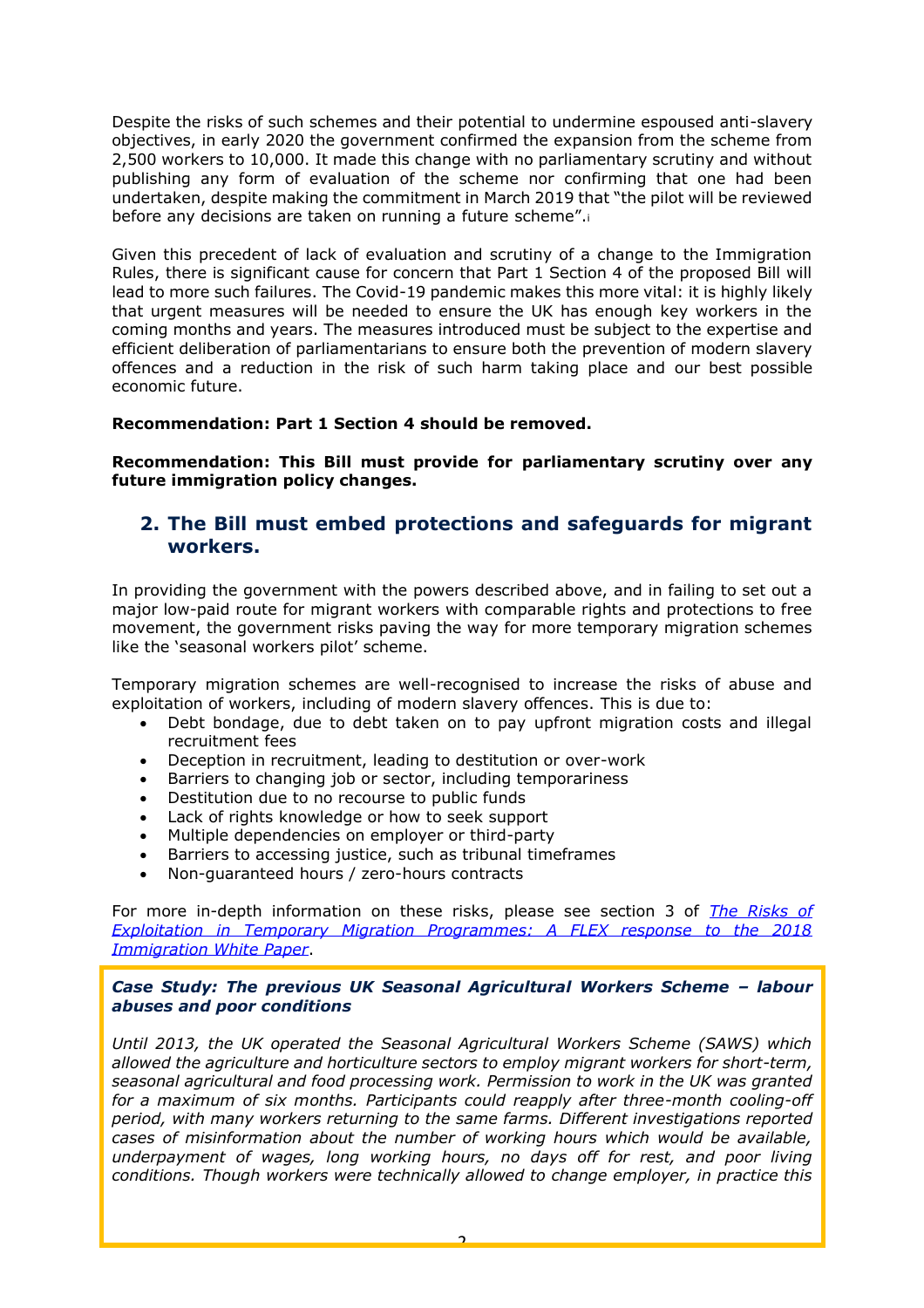Despite the risks of such schemes and their potential to undermine espoused anti-slavery objectives, in early 2020 the government confirmed the expansion from the scheme from 2,500 workers to 10,000. It made this change with no parliamentary scrutiny and without publishing any form of evaluation of the scheme nor confirming that one had been undertaken, despite making the commitment in March 2019 that "the pilot will be reviewed before any decisions are taken on running a future scheme".[i]

Given this precedent of lack of evaluation and scrutiny of a change to the Immigration Rules, there is significant cause for concern that Part 1 Section 4 of the proposed Bill will lead to more such failures. The Covid-19 pandemic makes this more vital: it is highly likely that urgent measures will be needed to ensure the UK has enough key workers in the coming months and years. The measures introduced must be subject to the expertise and efficient deliberation of parliamentarians to ensure both the prevention of modern slavery offences and a reduction in the risk of such harm taking place and our best possible economic future.

**Recommendation: Part 1 Section 4 should be removed.**

**Recommendation: This Bill must provide for parliamentary scrutiny over any future immigration policy changes.**

## 2. The Bill must embed protections and safeguards for migrant workers.

In providing the government with the powers described above, and in failing to set out a major low-paid route for migrant workers with comparable rights and protections to free movement, the government risks paving the way for more temporary migration schemes like the 'seasonal workers pilot' scheme.

Temporary migration schemes are well-recognised to increase the risks of abuse and exploitation of workers, including of modern slavery offences. This is due to:

- Debt bondage, due to debt taken on to pay upfront migration costs and illegal recruitment fees
- Deception in recruitment, leading to destitution or over-work
- Barriers to changing job or sector, including temporariness
- Destitution due to no recourse to public funds
- Lack of rights knowledge or how to seek support
- Multiple dependencies on employer or third-party
- Barriers to accessing justice, such as tribunal timeframes
- Non-guaranteed hours / zero-hours contracts

For more in-depth information on these risks, please see section 3 of *The Risks of Exploitation in Temporary Migration Programmes: A FLEX response to the 2018 Immigration White Paper*.

***Case Study: The previous UK Seasonal Agricultural Workers Scheme – labour abuses and poor conditions***

*Until 2013, the UK operated the Seasonal Agricultural Workers Scheme (SAWS) which allowed the agriculture and horticulture sectors to employ migrant workers for short-term, seasonal agricultural and food processing work. Permission to work in the UK was granted for a maximum of six months. Participants could reapply after three-month cooling-off period, with many workers returning to the same farms. Different investigations reported cases of misinformation about the number of working hours which would be available, underpayment of wages, long working hours, no days off for rest, and poor living conditions. Though workers were technically allowed to change employer, in practice this*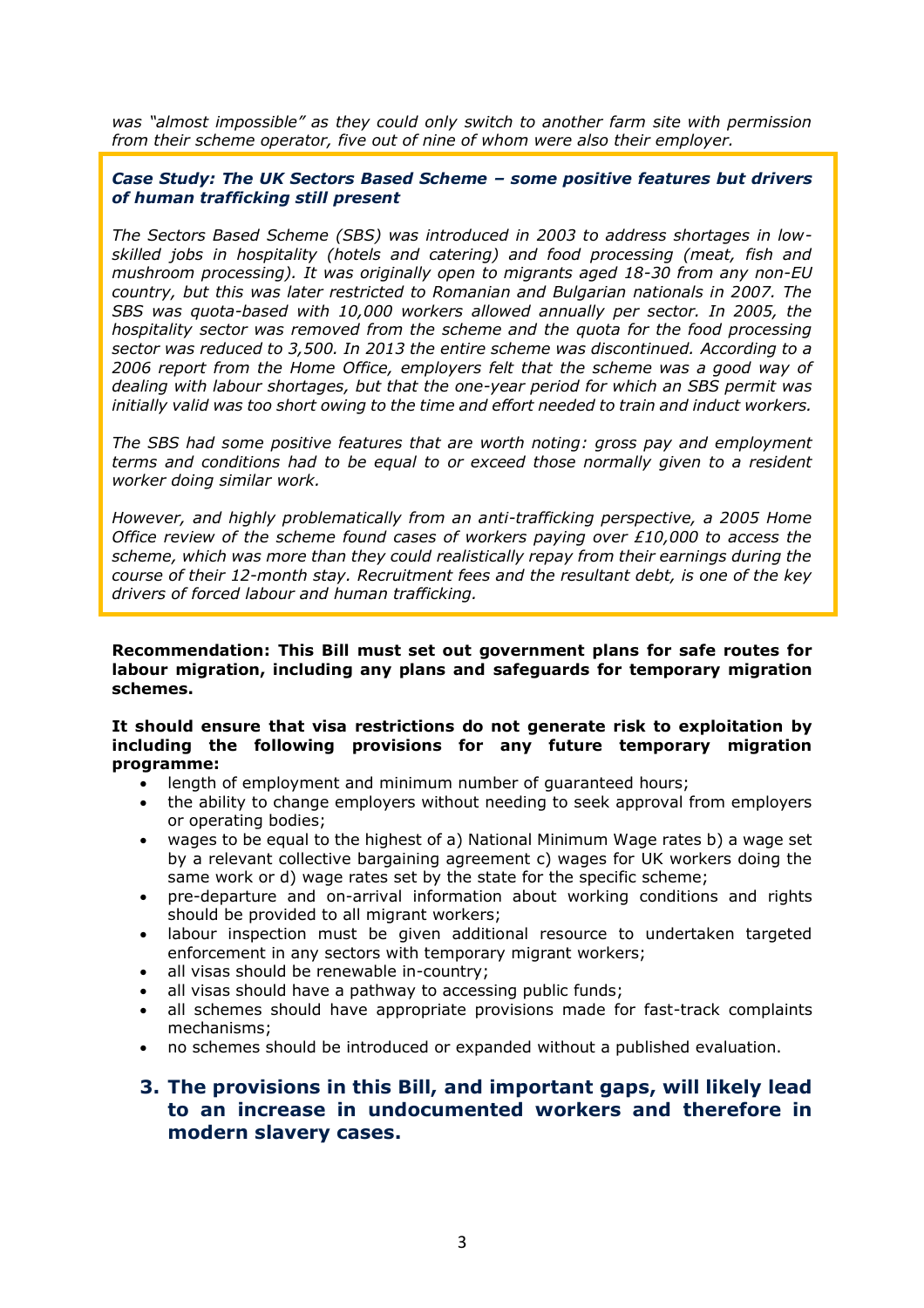*was "almost impossible" as they could only switch to another farm site with permission from their scheme operator, five out of nine of whom were also their employer.*

> ***Case Study: The UK Sectors Based Scheme – some positive features but drivers of human trafficking still present***
>
> *The Sectors Based Scheme (SBS) was introduced in 2003 to address shortages in low-skilled jobs in hospitality (hotels and catering) and food processing (meat, fish and mushroom processing). It was originally open to migrants aged 18-30 from any non-EU country, but this was later restricted to Romanian and Bulgarian nationals in 2007. The SBS was quota-based with 10,000 workers allowed annually per sector. In 2005, the hospitality sector was removed from the scheme and the quota for the food processing sector was reduced to 3,500. In 2013 the entire scheme was discontinued. According to a 2006 report from the Home Office, employers felt that the scheme was a good way of dealing with labour shortages, but that the one-year period for which an SBS permit was initially valid was too short owing to the time and effort needed to train and induct workers.*
>
> *The SBS had some positive features that are worth noting: gross pay and employment terms and conditions had to be equal to or exceed those normally given to a resident worker doing similar work.*
>
> *However, and highly problematically from an anti-trafficking perspective, a 2005 Home Office review of the scheme found cases of workers paying over £10,000 to access the scheme, which was more than they could realistically repay from their earnings during the course of their 12-month stay. Recruitment fees and the resultant debt, is one of the key drivers of forced labour and human trafficking.*

**Recommendation: This Bill must set out government plans for safe routes for labour migration, including any plans and safeguards for temporary migration schemes.**

**It should ensure that visa restrictions do not generate risk to exploitation by including the following provisions for any future temporary migration programme:**

- length of employment and minimum number of guaranteed hours;
- the ability to change employers without needing to seek approval from employers or operating bodies;
- wages to be equal to the highest of a) National Minimum Wage rates b) a wage set by a relevant collective bargaining agreement c) wages for UK workers doing the same work or d) wage rates set by the state for the specific scheme;
- pre-departure and on-arrival information about working conditions and rights should be provided to all migrant workers;
- labour inspection must be given additional resource to undertaken targeted enforcement in any sectors with temporary migrant workers;
- all visas should be renewable in-country;
- all visas should have a pathway to accessing public funds;
- all schemes should have appropriate provisions made for fast-track complaints mechanisms;
- no schemes should be introduced or expanded without a published evaluation.

## 3. The provisions in this Bill, and important gaps, will likely lead to an increase in undocumented workers and therefore in modern slavery cases.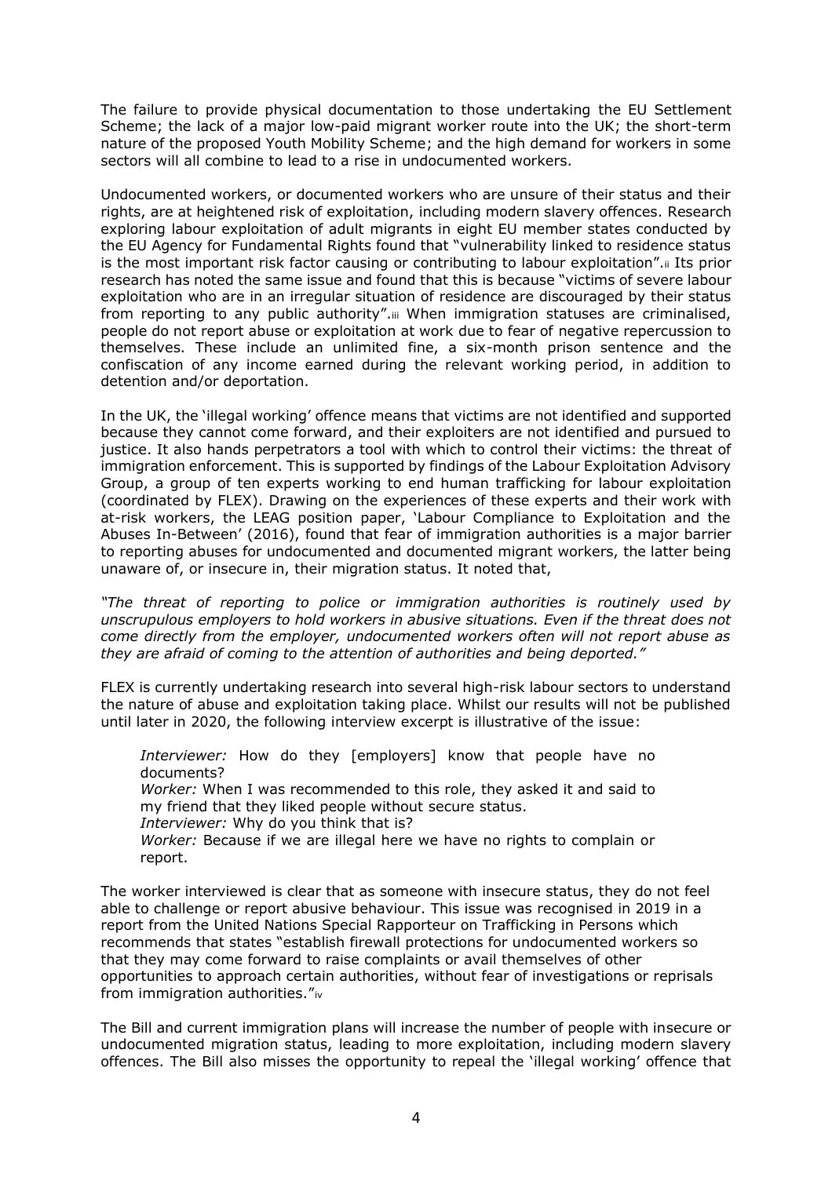The failure to provide physical documentation to those undertaking the EU Settlement Scheme; the lack of a major low-paid migrant worker route into the UK; the short-term nature of the proposed Youth Mobility Scheme; and the high demand for workers in some sectors will all combine to lead to a rise in undocumented workers.

Undocumented workers, or documented workers who are unsure of their status and their rights, are at heightened risk of exploitation, including modern slavery offences. Research exploring labour exploitation of adult migrants in eight EU member states conducted by the EU Agency for Fundamental Rights found that "vulnerability linked to residence status is the most important risk factor causing or contributing to labour exploitation".[ii] Its prior research has noted the same issue and found that this is because "victims of severe labour exploitation who are in an irregular situation of residence are discouraged by their status from reporting to any public authority".[iii] When immigration statuses are criminalised, people do not report abuse or exploitation at work due to fear of negative repercussion to themselves. These include an unlimited fine, a six-month prison sentence and the confiscation of any income earned during the relevant working period, in addition to detention and/or deportation.

In the UK, the 'illegal working' offence means that victims are not identified and supported because they cannot come forward, and their exploiters are not identified and pursued to justice. It also hands perpetrators a tool with which to control their victims: the threat of immigration enforcement. This is supported by findings of the Labour Exploitation Advisory Group, a group of ten experts working to end human trafficking for labour exploitation (coordinated by FLEX). Drawing on the experiences of these experts and their work with at-risk workers, the LEAG position paper, 'Labour Compliance to Exploitation and the Abuses In-Between' (2016), found that fear of immigration authorities is a major barrier to reporting abuses for undocumented and documented migrant workers, the latter being unaware of, or insecure in, their migration status. It noted that,

*"The threat of reporting to police or immigration authorities is routinely used by unscrupulous employers to hold workers in abusive situations. Even if the threat does not come directly from the employer, undocumented workers often will not report abuse as they are afraid of coming to the attention of authorities and being deported."*

FLEX is currently undertaking research into several high-risk labour sectors to understand the nature of abuse and exploitation taking place. Whilst our results will not be published until later in 2020, the following interview excerpt is illustrative of the issue:

> *Interviewer:* How do they [employers] know that people have no documents?
> *Worker:* When I was recommended to this role, they asked it and said to my friend that they liked people without secure status.
> *Interviewer:* Why do you think that is?
> *Worker:* Because if we are illegal here we have no rights to complain or report.

The worker interviewed is clear that as someone with insecure status, they do not feel able to challenge or report abusive behaviour. This issue was recognised in 2019 in a report from the United Nations Special Rapporteur on Trafficking in Persons which recommends that states "establish firewall protections for undocumented workers so that they may come forward to raise complaints or avail themselves of other opportunities to approach certain authorities, without fear of investigations or reprisals from immigration authorities."[iv]

The Bill and current immigration plans will increase the number of people with insecure or undocumented migration status, leading to more exploitation, including modern slavery offences. The Bill also misses the opportunity to repeal the 'illegal working' offence that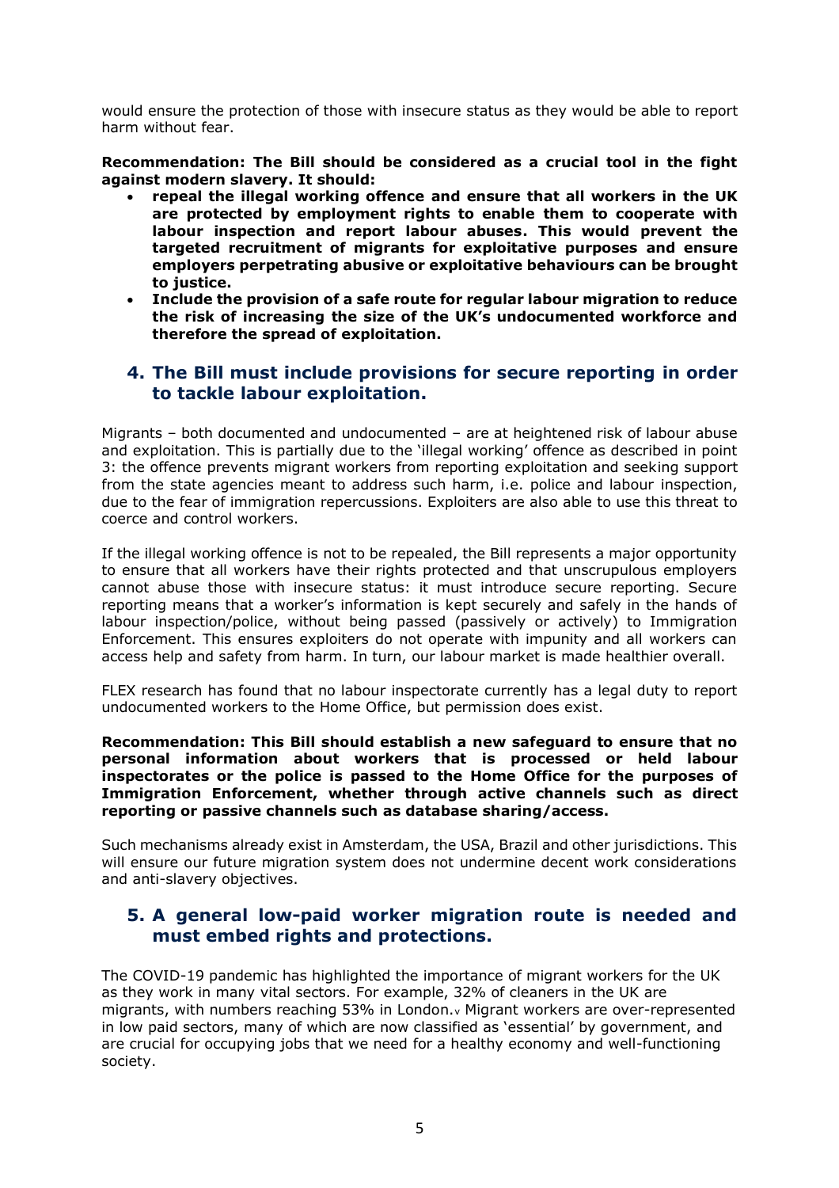would ensure the protection of those with insecure status as they would be able to report harm without fear.

**Recommendation: The Bill should be considered as a crucial tool in the fight against modern slavery. It should:**

- **repeal the illegal working offence and ensure that all workers in the UK are protected by employment rights to enable them to cooperate with labour inspection and report labour abuses. This would prevent the targeted recruitment of migrants for exploitative purposes and ensure employers perpetrating abusive or exploitative behaviours can be brought to justice.**
- **Include the provision of a safe route for regular labour migration to reduce the risk of increasing the size of the UK's undocumented workforce and therefore the spread of exploitation.**

## 4. The Bill must include provisions for secure reporting in order to tackle labour exploitation.

Migrants – both documented and undocumented – are at heightened risk of labour abuse and exploitation. This is partially due to the 'illegal working' offence as described in point 3: the offence prevents migrant workers from reporting exploitation and seeking support from the state agencies meant to address such harm, i.e. police and labour inspection, due to the fear of immigration repercussions. Exploiters are also able to use this threat to coerce and control workers.

If the illegal working offence is not to be repealed, the Bill represents a major opportunity to ensure that all workers have their rights protected and that unscrupulous employers cannot abuse those with insecure status: it must introduce secure reporting. Secure reporting means that a worker's information is kept securely and safely in the hands of labour inspection/police, without being passed (passively or actively) to Immigration Enforcement. This ensures exploiters do not operate with impunity and all workers can access help and safety from harm. In turn, our labour market is made healthier overall.

FLEX research has found that no labour inspectorate currently has a legal duty to report undocumented workers to the Home Office, but permission does exist.

**Recommendation: This Bill should establish a new safeguard to ensure that no personal information about workers that is processed or held labour inspectorates or the police is passed to the Home Office for the purposes of Immigration Enforcement, whether through active channels such as direct reporting or passive channels such as database sharing/access.**

Such mechanisms already exist in Amsterdam, the USA, Brazil and other jurisdictions. This will ensure our future migration system does not undermine decent work considerations and anti-slavery objectives.

## 5. A general low-paid worker migration route is needed and must embed rights and protections.

The COVID-19 pandemic has highlighted the importance of migrant workers for the UK as they work in many vital sectors. For example, 32% of cleaners in the UK are migrants, with numbers reaching 53% in London.[v] Migrant workers are over-represented in low paid sectors, many of which are now classified as 'essential' by government, and are crucial for occupying jobs that we need for a healthy economy and well-functioning society.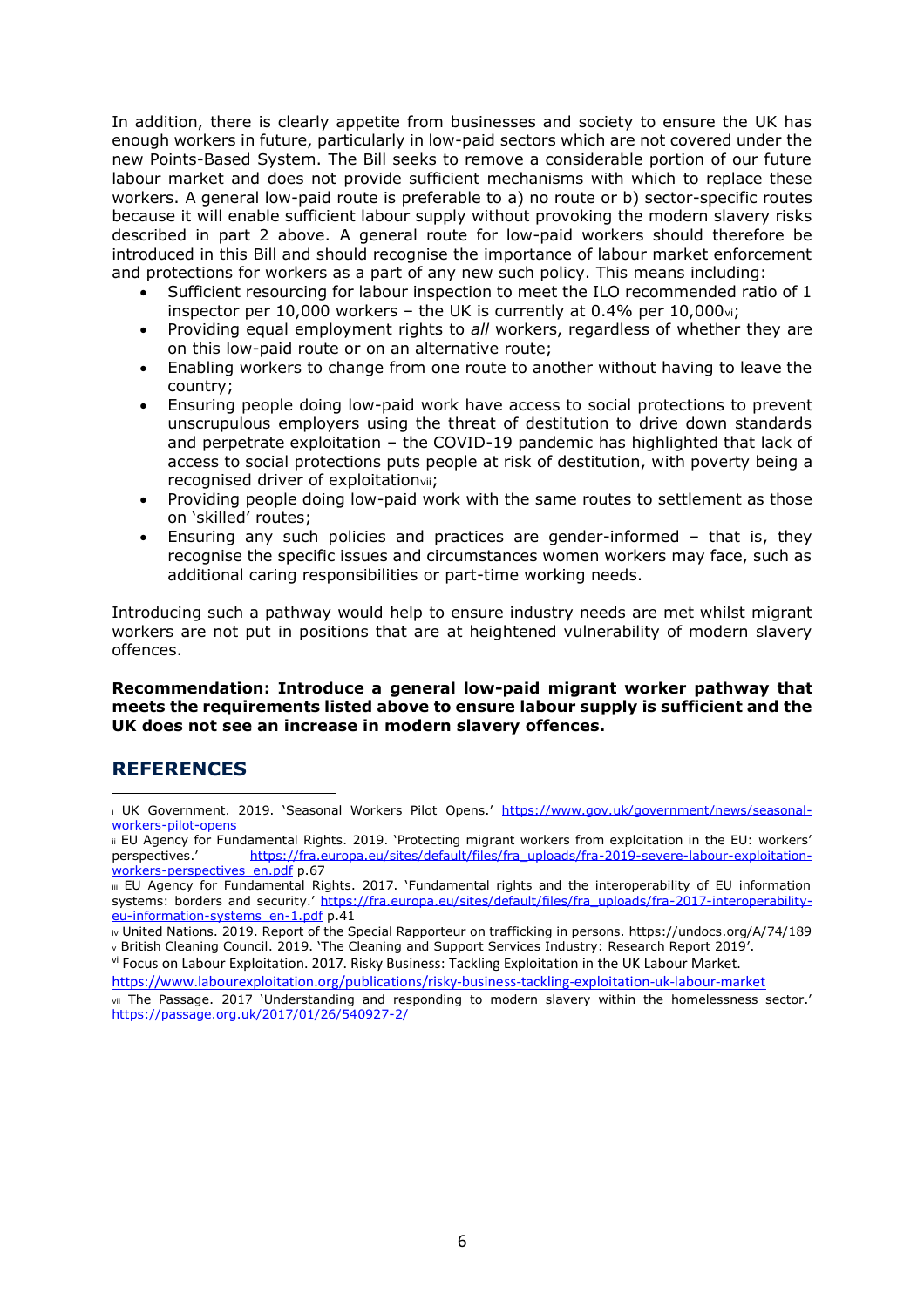In addition, there is clearly appetite from businesses and society to ensure the UK has enough workers in future, particularly in low-paid sectors which are not covered under the new Points-Based System. The Bill seeks to remove a considerable portion of our future labour market and does not provide sufficient mechanisms with which to replace these workers. A general low-paid route is preferable to a) no route or b) sector-specific routes because it will enable sufficient labour supply without provoking the modern slavery risks described in part 2 above. A general route for low-paid workers should therefore be introduced in this Bill and should recognise the importance of labour market enforcement and protections for workers as a part of any new such policy. This means including:

- Sufficient resourcing for labour inspection to meet the ILO recommended ratio of 1 inspector per 10,000 workers – the UK is currently at 0.4% per 10,000[vi];
- Providing equal employment rights to *all* workers, regardless of whether they are on this low-paid route or on an alternative route;
- Enabling workers to change from one route to another without having to leave the country;
- Ensuring people doing low-paid work have access to social protections to prevent unscrupulous employers using the threat of destitution to drive down standards and perpetrate exploitation – the COVID-19 pandemic has highlighted that lack of access to social protections puts people at risk of destitution, with poverty being a recognised driver of exploitation[vii];
- Providing people doing low-paid work with the same routes to settlement as those on 'skilled' routes;
- Ensuring any such policies and practices are gender-informed – that is, they recognise the specific issues and circumstances women workers may face, such as additional caring responsibilities or part-time working needs.

Introducing such a pathway would help to ensure industry needs are met whilst migrant workers are not put in positions that are at heightened vulnerability of modern slavery offences.

**Recommendation: Introduce a general low-paid migrant worker pathway that meets the requirements listed above to ensure labour supply is sufficient and the UK does not see an increase in modern slavery offences.**

## REFERENCES

[i] UK Government. 2019. 'Seasonal Workers Pilot Opens.' https://www.gov.uk/government/news/seasonal-workers-pilot-opens

[ii] EU Agency for Fundamental Rights. 2019. 'Protecting migrant workers from exploitation in the EU: workers' perspectives.' https://fra.europa.eu/sites/default/files/fra_uploads/fra-2019-severe-labour-exploitation-workers-perspectives_en.pdf p.67

[iii] EU Agency for Fundamental Rights. 2017. 'Fundamental rights and the interoperability of EU information systems: borders and security.' https://fra.europa.eu/sites/default/files/fra_uploads/fra-2017-interoperability-eu-information-systems_en-1.pdf p.41

[iv] United Nations. 2019. Report of the Special Rapporteur on trafficking in persons. https://undocs.org/A/74/189

[v] British Cleaning Council. 2019. 'The Cleaning and Support Services Industry: Research Report 2019'.

[vi] Focus on Labour Exploitation. 2017. Risky Business: Tackling Exploitation in the UK Labour Market. https://www.labourexploitation.org/publications/risky-business-tackling-exploitation-uk-labour-market

[vii] The Passage. 2017 'Understanding and responding to modern slavery within the homelessness sector.' https://passage.org.uk/2017/01/26/540927-2/